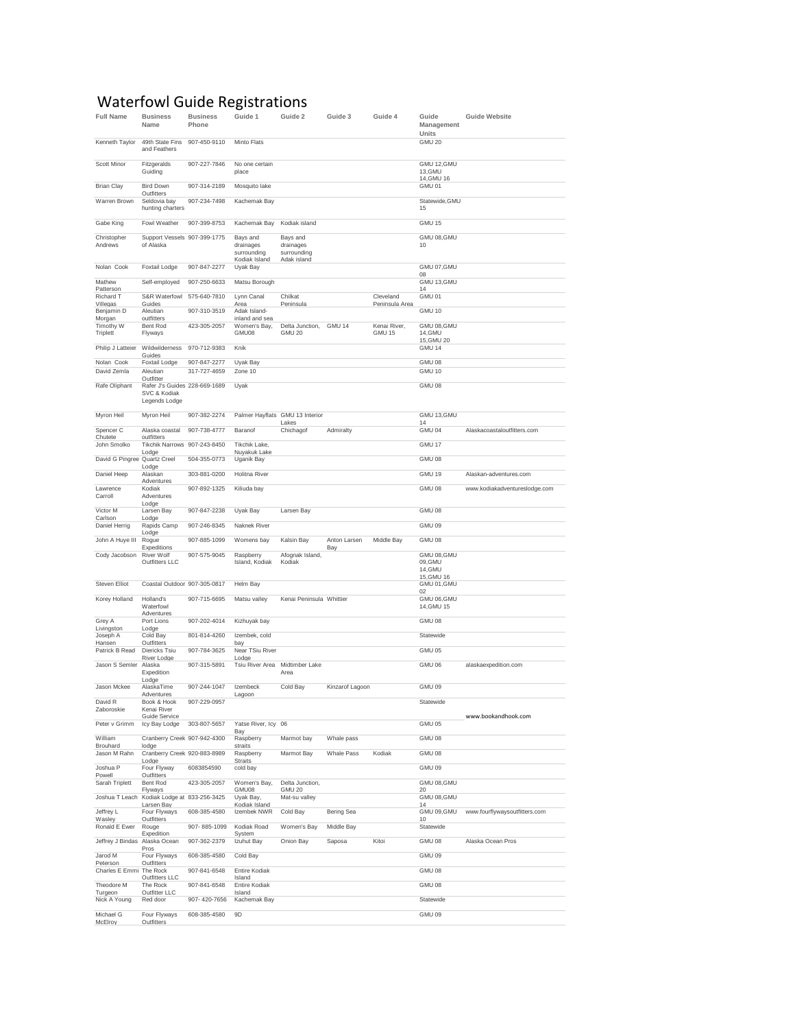# Waterfowl Guide Registrations

| Full Name | Business Name | Business Phone | Guide 1 | Guide 2 | Guide 3 | Guide 4 | Guide Management Units | Guide Website |
|---|---|---|---|---|---|---|---|---|
| Kenneth Taylor | 49th State Fins and Feathers | 907-450-9110 | Minto Flats | | | | GMU 20 | |
| Scott Minor | Fitzgeralds Guiding | 907-227-7846 | No one certain place | | | | GMU 12,GMU 13,GMU 14,GMU 16 | |
| Brian Clay | Bird Down Outfitters | 907-314-2189 | Mosquito lake | | | | GMU 01 | |
| Warren Brown | Seldovia bay hunting charters | 907-234-7498 | Kachemak Bay | | | | Statewide,GMU 15 | |
| Gabe King | Fowl Weather | 907-399-8753 | Kachemak Bay | Kodiak island | | | GMU 15 | |
| Christopher Andrews | Support Vessels of Alaska | 907-399-1775 | Bays and drainages surrounding Kodiak Island | Bays and drainages surrounding Adak island | | | GMU 08,GMU 10 | |
| Nolan Cook | Foxtail Lodge | 907-847-2277 | Uyak Bay | | | | GMU 07,GMU 08 | |
| Mathew Patterson | Self-employed | 907-250-6633 | Matsu Borough | | | | GMU 13,GMU 14 | |
| Richard T Villegas | S&R Waterfowl Guides | 575-640-7810 | Lynn Canal Area | Chilkat Peninsula | | Cleveland Peninsula Area | GMU 01 | |
| Benjamin D Morgan | Aleutian outfitters | 907-310-3519 | Adak Island-inland and sea | | | | GMU 10 | |
| Timothy W Triplett | Bent Rod Flyways | 423-305-2057 | Women's Bay, GMU08 | Delta Junction, GMU 20 | GMU 14 | Kenai River, GMU 15 | GMU 08,GMU 14,GMU 15,GMU 20 | |
| Philip J Latteier | Wildwilderness Guides | 970-712-9383 | Knik | | | | GMU 14 | |
| Nolan Cook | Foxtail Lodge | 907-847-2277 | Uyak Bay | | | | GMU 08 | |
| David Zemla | Aleutian Outfitter | 317-727-4659 | Zone 10 | | | | GMU 10 | |
| Rafe Oliphant | Rafer J's Guides SVC & Kodiak Legends Lodge | 228-669-1689 | Uyak | | | | GMU 08 | |
| Myron Heil | Myron Heil | 907-382-2274 | Palmer Hayflats | GMU 13 Interior Lakes | | | GMU 13,GMU 14 | |
| Spencer C Chutete | Alaska coastal outfitters | 907-738-4777 | Baranof | Chichagof | Admiralty | | GMU 04 | Alaskacoastaloutfitters.com |
| John Smolko | Tikchik Narrows Lodge | 907-243-8450 | Tikchik Lake, Nuyakuk Lake | | | | GMU 17 | |
| David G Pingree | Quartz Creel Lodge | 504-355-0773 | Uganik Bay | | | | GMU 08 | |
| Daniel Heep | Alaskan Adventures | 303-881-0200 | Holitna River | | | | GMU 19 | Alaskan-adventures.com |
| Lawrence Carroll | Kodiak Adventures Lodge | 907-892-1325 | Kiliuda bay | | | | GMU 08 | www.kodiakadventureslodge.com |
| Victor M Carlson | Larsen Bay Lodge | 907-847-2238 | Uyak Bay | Larsen Bay | | | GMU 08 | |
| Daniel Herrig | Rapids Camp Lodge | 907-246-8345 | Naknek River | | | | GMU 09 | |
| John A Huye III | Rogue Expeditions | 907-885-1099 | Womens bay | Kalsin Bay | Anton Larsen Bay | Middle Bay | GMU 08 | |
| Cody Jacobson | River Wolf Outfitters LLC | 907-575-9045 | Raspberry Island, Kodiak | Afognak Island, Kodiak | | | GMU 08,GMU 09,GMU 14,GMU 15,GMU 16 | |
| Steven Elliot | Coastal Outdoor | 907-305-0817 | Helm Bay | | | | GMU 01,GMU 02 | |
| Korey Holland | Holland's Waterfowl Adventures | 907-715-6695 | Matsu valley | Kenai Peninsula | Whittier | | GMU 06,GMU 14,GMU 15 | |
| Grey A Livingston | Port Lions Lodge | 907-202-4014 | Kizhuyak bay | | | | GMU 08 | |
| Joseph A Hansen | Cold Bay Outfitters | 801-814-4260 | Izembek, cold bay | | | | Statewide | |
| Patrick B Read | Diericks Tsiu River Lodge | 907-784-3625 | Near TSiu River Lodge | | | | GMU 05 | |
| Jason S Semler | Alaska Expedition Lodge | 907-315-5891 | Tsiu River Area | Midtimber Lake Area | | | GMU 06 | alaskaexpedition.com |
| Jason Mckee | AlaskaTime Adventures | 907-244-1047 | Izembeck Lagoon | Cold Bay | Kinzarof Lagoon | | GMU 09 | |
| David R Zaboroskie | Book & Hook Kenai River Guide Service | 907-229-0957 | | | | | Statewide | www.bookandhook.com |
| Peter v Grimm | Icy Bay Lodge | 303-807-5657 | Yatse River, Icy Bay | 06 | | | GMU 05 | |
| William Brouhard | Cranberry Creek lodge | 907-942-4300 | Raspberry straits | Marmot bay | Whale pass | | GMU 08 | |
| Jason M Rahn | Cranberry Creek Lodge | 920-883-8989 | Raspberry Straits | Marmot Bay | Whale Pass | Kodiak | GMU 08 | |
| Joshua P Powell | Four Flyway Outfitters | 6083854590 | cold bay | | | | GMU 09 | |
| Sarah Triplett | Bent Rod Flyways | 423-305-2057 | Women's Bay, GMU08 | Delta Junction, GMU 20 | | | GMU 08,GMU 20 | |
| Joshua T Leach | Kodiak Lodge at Larsen Bay | 833-256-3425 | Uyak Bay, Kodiak Island | Mat-su valley | | | GMU 08,GMU 14 | |
| Jeffrey L Wasley | Four Flyways Outfitters | 608-385-4580 | Izembek NWR | Cold Bay | Bering Sea | | GMU 09,GMU 10 | www.fourflywaysoutfitters.com |
| Ronald E Ewer | Rouge Expedition | 907- 885-1099 | Kodiak Road System | Women's Bay | Middle Bay | | Statewide | |
| Jeffrey J Bindas | Alaska Ocean Pros | 907-362-2379 | Izuhut Bay | Onion Bay | Saposa | Kitoi | GMU 08 | Alaska Ocean Pros |
| Jarod M Peterson | Four Flyways Outfitters | 608-385-4580 | Cold Bay | | | | GMU 09 | |
| Charles E Emmi | The Rock Outfitters LLC | 907-841-6548 | Entire Kodiak Island | | | | GMU 08 | |
| Theodore M Turgeon | The Rock Outfitter LLC | 907-841-6548 | Entire Kodiak Island | | | | GMU 08 | |
| Nick A Young | Red door | 907- 420-7656 | Kachemak Bay | | | | Statewide | |
| Michael G McElroy | Four Flyways Outfitters | 608-385-4580 | 9D | | | | GMU 09 | |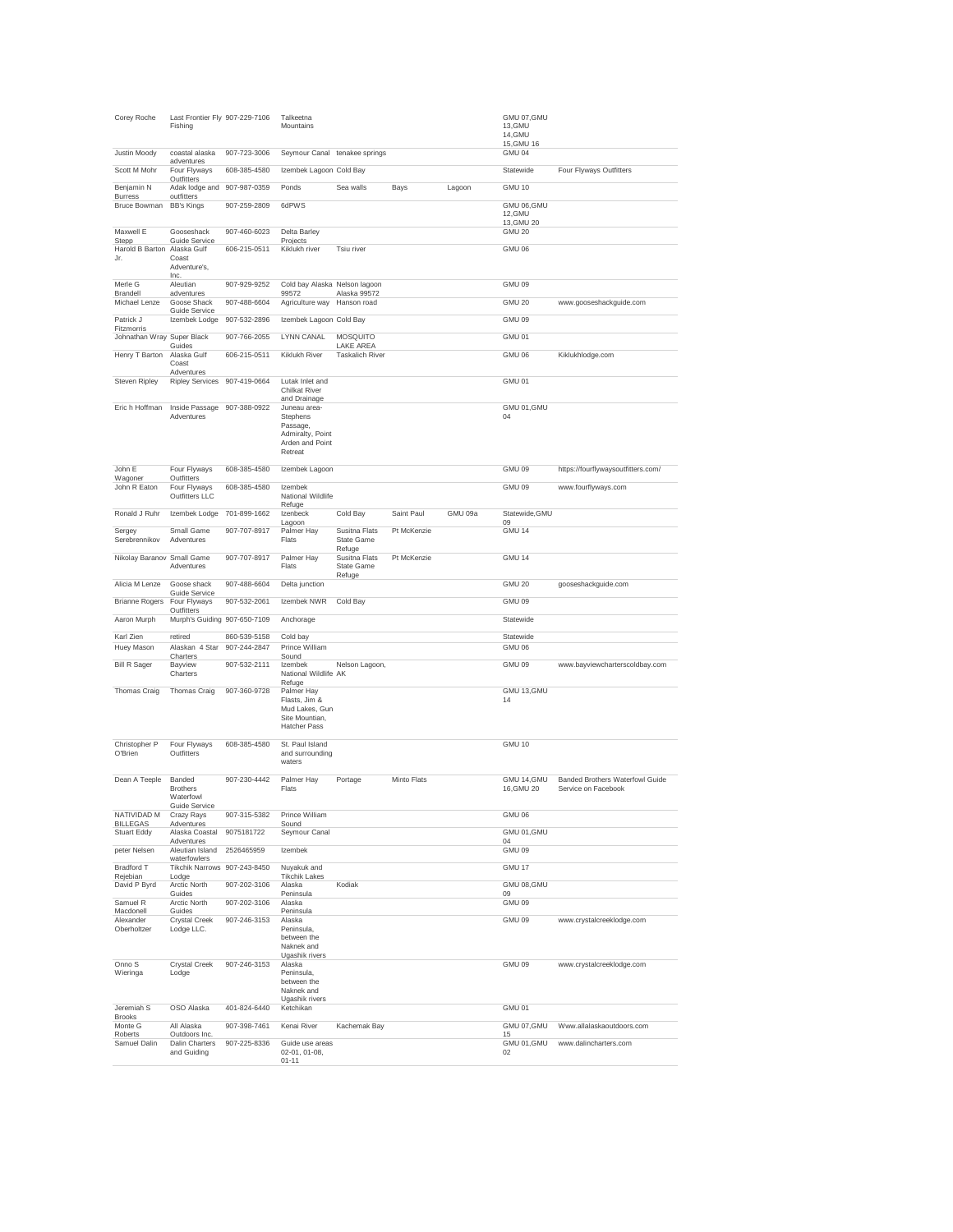| | | | | | | | | |
|---|---|---|---|---|---|---|---|---|
| Corey Roche | Last Frontier Fly Fishing | 907-229-7106 | Talkeetna Mountains | | | | GMU 07,GMU 13,GMU 14,GMU 15,GMU 16 | |
| Justin Moody | coastal alaska adventures | 907-723-3006 | Seymour Canal | tenakee springs | | | GMU 04 | |
| Scott M Mohr | Four Flyways Outfitters | 608-385-4580 | Izembek Lagoon | Cold Bay | | | Statewide | Four Flyways Outfitters |
| Benjamin N Burress | Adak lodge and outfitters | 907-987-0359 | Ponds | Sea walls | Bays | Lagoon | GMU 10 | |
| Bruce Bowman | BB's Kings | 907-259-2809 | 6dPWS | | | | GMU 06,GMU 12,GMU 13,GMU 20 | |
| Maxwell E Stepp | Gooseshack Guide Service | 907-460-6023 | Delta Barley Projects | | | | GMU 20 | |
| Harold B Barton Jr. | Alaska Gulf Coast Adventure's, Inc. | 606-215-0511 | Kiklukh river | Tsiu river | | | GMU 06 | |
| Merle G Brandell | Aleutian adventures | 907-929-9252 | Cold bay Alaska 99572 | Nelson lagoon Alaska 99572 | | | GMU 09 | |
| Michael Lenze | Goose Shack Guide Service | 907-488-6604 | Agriculture way | Hanson road | | | GMU 20 | www.gooseshackguide.com |
| Patrick J Fitzmorris | Izembek Lodge | 907-532-2896 | Izembek Lagoon | Cold Bay | | | GMU 09 | |
| Johnathan Wray | Super Black Guides | 907-766-2055 | LYNN CANAL | MOSQUITO LAKE AREA | | | GMU 01 | |
| Henry T Barton | Alaska Gulf Coast Adventures | 606-215-0511 | Kiklukh River | Taskalich River | | | GMU 06 | Kiklukhlodge.com |
| Steven Ripley | Ripley Services | 907-419-0664 | Lutak Inlet and Chilkat River and Drainage | | | | GMU 01 | |
| Eric h Hoffman | Inside Passage Adventures | 907-388-0922 | Juneau area-Stephens Passage, Admiralty, Point Arden and Point Retreat | | | | GMU 01,GMU 04 | |
| John E Wagoner | Four Flyways Outfitters | 608-385-4580 | Izembek Lagoon | | | | GMU 09 | https://fourflywaysoutfitters.com/ |
| John R Eaton | Four Flyways Outfitters LLC | 608-385-4580 | Izembek National Wildlife Refuge | | | | GMU 09 | www.fourflyways.com |
| Ronald J Ruhr | Izembek Lodge | 701-899-1662 | Izenbeck Lagoon | Cold Bay | Saint Paul | GMU 09a | Statewide,GMU 09 | |
| Sergey Serebrennikov | Small Game Adventures | 907-707-8917 | Palmer Hay Flats | Susitna Flats State Game Refuge | Pt McKenzie | | GMU 14 | |
| Nikolay Baranov | Small Game Adventures | 907-707-8917 | Palmer Hay Flats | Susitna Flats State Game Refuge | Pt McKenzie | | GMU 14 | |
| Alicia M Lenze | Goose shack Guide Service | 907-488-6604 | Delta junction | | | | GMU 20 | gooseshackguide.com |
| Brianne Rogers | Four Flyways Outfitters | 907-532-2061 | Izembek NWR | Cold Bay | | | GMU 09 | |
| Aaron Murph | Murph's Guiding | 907-650-7109 | Anchorage | | | | Statewide | |
| Karl Zien | retired | 860-539-5158 | Cold bay | | | | Statewide | |
| Huey Mason | Alaskan 4 Star Charters | 907-244-2847 | Prince William Sound | | | | GMU 06 | |
| Bill R Sager | Bayview Charters | 907-532-2111 | Izembek National Wildlife Refuge | Nelson Lagoon, AK | | | GMU 09 | www.bayviewcharterscoldbay.com |
| Thomas Craig | Thomas Craig | 907-360-9728 | Palmer Hay Flasts, Jim & Mud Lakes, Gun Site Mountian, Hatcher Pass | | | | GMU 13,GMU 14 | |
| Christopher P O'Brien | Four Flyways Outfitters | 608-385-4580 | St. Paul Island and surrounding waters | | | | GMU 10 | |
| Dean A Teeple | Banded Brothers Waterfowl Guide Service | 907-230-4442 | Palmer Hay Flats | Portage | Minto Flats | | GMU 14,GMU 16,GMU 20 | Banded Brothers Waterfowl Guide Service on Facebook |
| NATIVIDAD M BILLEGAS | Crazy Rays Adventures | 907-315-5382 | Prince William Sound | | | | GMU 06 | |
| Stuart Eddy | Alaska Coastal Adventures | 9075181722 | Seymour Canal | | | | GMU 01,GMU 04 | |
| peter Nelsen | Aleutian Island waterfowlers | 2526465959 | Izembek | | | | GMU 09 | |
| Bradford T Rejebian | Tikchik Narrows Lodge | 907-243-8450 | Nuyakuk and Tikchik Lakes | | | | GMU 17 | |
| David P Byrd | Arctic North Guides | 907-202-3106 | Alaska Peninsula | Kodiak | | | GMU 08,GMU 09 | |
| Samuel R Macdonell | Arctic North Guides | 907-202-3106 | Alaska Peninsula | | | | GMU 09 | |
| Alexander Oberholtzer | Crystal Creek Lodge LLC. | 907-246-3153 | Alaska Peninsula, between the Naknek and Ugashik rivers | | | | GMU 09 | www.crystalcreeklodge.com |
| Onno S Wieringa | Crystal Creek Lodge | 907-246-3153 | Alaska Peninsula, between the Naknek and Ugashik rivers | | | | GMU 09 | www.crystalcreeklodge.com |
| Jeremiah S Brooks | OSO Alaska | 401-824-6440 | Ketchikan | | | | GMU 01 | |
| Monte G Roberts | All Alaska Outdoors Inc. | 907-398-7461 | Kenai River | Kachemak Bay | | | GMU 07,GMU 15 | Www.allalaskaoutdoors.com |
| Samuel Dalin | Dalin Charters and Guiding | 907-225-8336 | Guide use areas 02-01, 01-08, 01-11 | | | | GMU 01,GMU 02 | www.dalincharters.com |